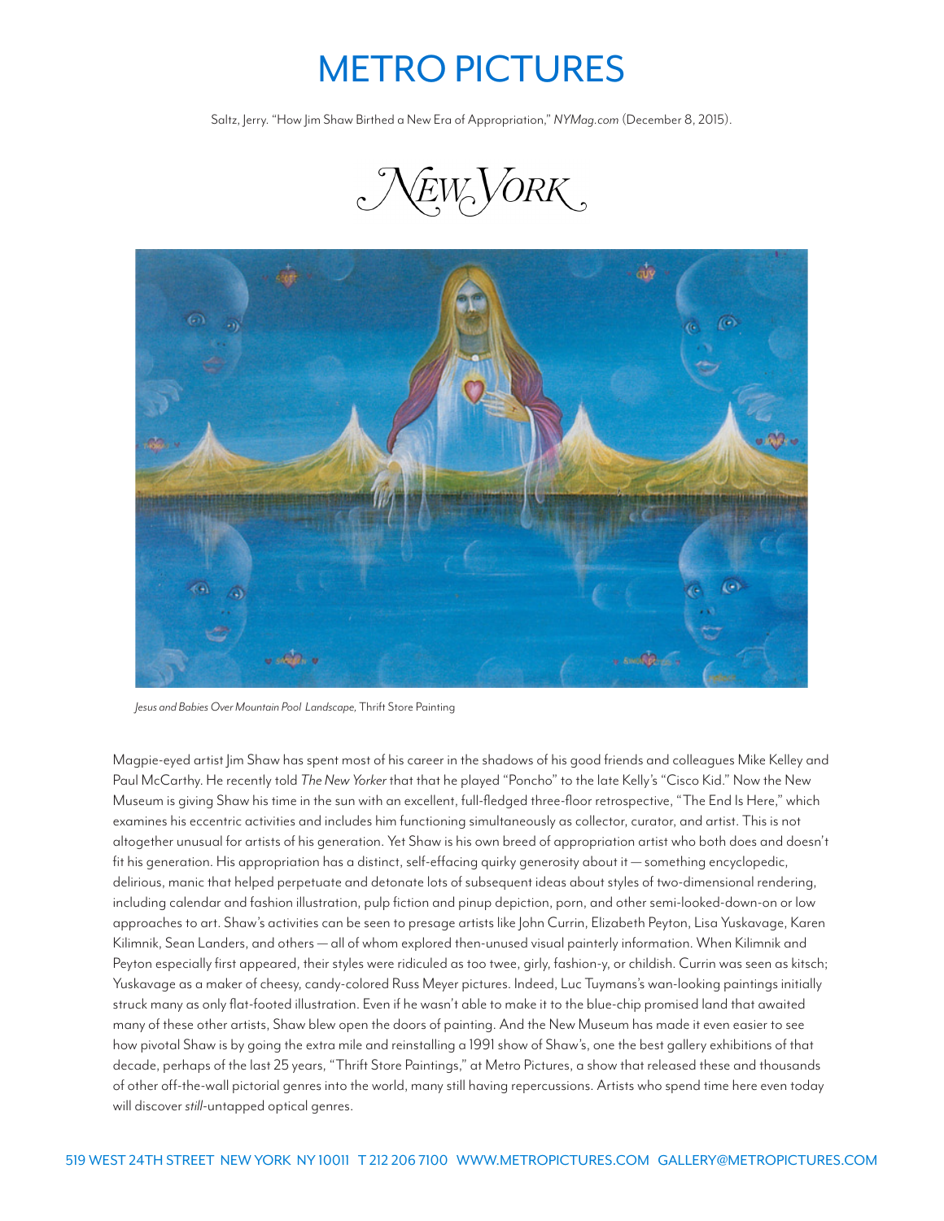# METRO PICTURES

Saltz, Jerry. "How Jim Shaw Birthed a New Era of Appropriation," *NYMag.com* (December 8, 2015).

*New York*

*Jesus and Babies Over Mountain Pool Landscape,* Thrift Store Painting

Magpie-eyed artist Jim Shaw has spent most of his career in the shadows of his good friends and colleagues Mike Kelley and Paul McCarthy. He recently told *The New Yorker* that that he played "Poncho" to the late Kelly's "Cisco Kid." Now the New Museum is giving Shaw his time in the sun with an excellent, full-fledged three-floor retrospective, "The End Is Here," which examines his eccentric activities and includes him functioning simultaneously as collector, curator, and artist. This is not altogether unusual for artists of his generation. Yet Shaw is his own breed of appropriation artist who both does and doesn't fit his generation. His appropriation has a distinct, self-effacing quirky generosity about it — something encyclopedic, delirious, manic that helped perpetuate and detonate lots of subsequent ideas about styles of two-dimensional rendering, including calendar and fashion illustration, pulp fiction and pinup depiction, porn, and other semi-looked-down-on or low approaches to art. Shaw's activities can be seen to presage artists like John Currin, Elizabeth Peyton, Lisa Yuskavage, Karen Kilimnik, Sean Landers, and others — all of whom explored then-unused visual painterly information. When Kilimnik and Peyton especially first appeared, their styles were ridiculed as too twee, girly, fashion-y, or childish. Currin was seen as kitsch; Yuskavage as a maker of cheesy, candy-colored Russ Meyer pictures. Indeed, Luc Tuymans's wan-looking paintings initially struck many as only flat-footed illustration. Even if he wasn't able to make it to the blue-chip promised land that awaited many of these other artists, Shaw blew open the doors of painting. And the New Museum has made it even easier to see how pivotal Shaw is by going the extra mile and reinstalling a 1991 show of Shaw's, one the best gallery exhibitions of that decade, perhaps of the last 25 years, "Thrift Store Paintings," at Metro Pictures, a show that released these and thousands of other off-the-wall pictorial genres into the world, many still having repercussions. Artists who spend time here even today will discover *still*-untapped optical genres.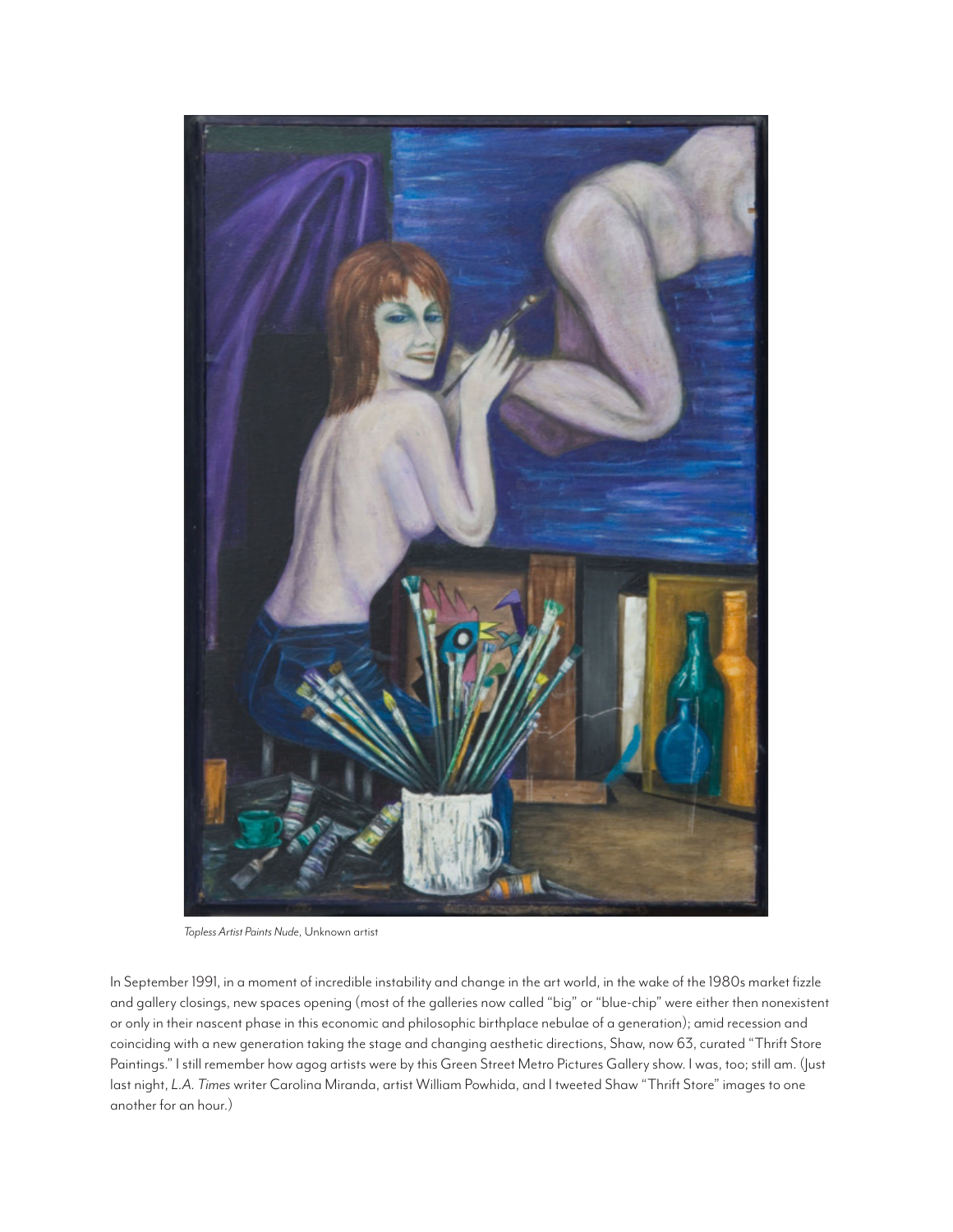*Topless Artist Paints Nude*, Unknown artist

In September 1991, in a moment of incredible instability and change in the art world, in the wake of the 1980s market fizzle and gallery closings, new spaces opening (most of the galleries now called "big" or "blue-chip" were either then nonexistent or only in their nascent phase in this economic and philosophic birthplace nebulae of a generation); amid recession and coinciding with a new generation taking the stage and changing aesthetic directions, Shaw, now 63, curated "Thrift Store Paintings." I still remember how agog artists were by this Green Street Metro Pictures Gallery show. I was, too; still am. (Just last night, *L.A. Times* writer Carolina Miranda, artist William Powhida, and I tweeted Shaw "Thrift Store" images to one another for an hour.)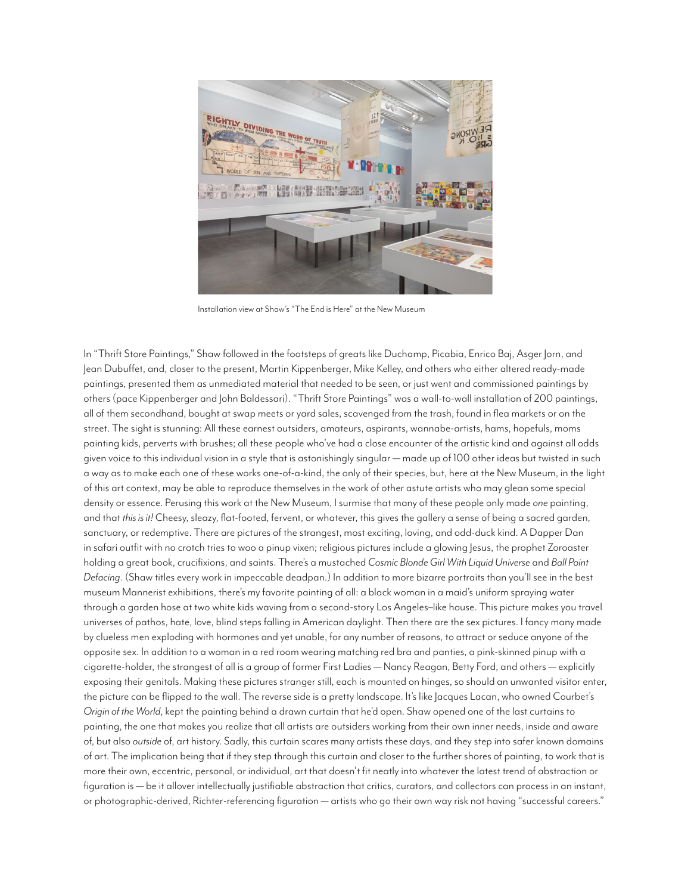Installation view at Shaw's "The End is Here" at the New Museum

In "Thrift Store Paintings," Shaw followed in the footsteps of greats like Duchamp, Picabia, Enrico Baj, Asger Jorn, and Jean Dubuffet, and, closer to the present, Martin Kippenberger, Mike Kelley, and others who either altered ready-made paintings, presented them as unmediated material that needed to be seen, or just went and commissioned paintings by others (pace Kippenberger and John Baldessari). "Thrift Store Paintings" was a wall-to-wall installation of 200 paintings, all of them secondhand, bought at swap meets or yard sales, scavenged from the trash, found in flea markets or on the street. The sight is stunning: All these earnest outsiders, amateurs, aspirants, wannabe-artists, hams, hopefuls, moms painting kids, perverts with brushes; all these people who've had a close encounter of the artistic kind and against all odds given voice to this individual vision in a style that is astonishingly singular — made up of 100 other ideas but twisted in such a way as to make each one of these works one-of-a-kind, the only of their species, but, here at the New Museum, in the light of this art context, may be able to reproduce themselves in the work of other astute artists who may glean some special density or essence. Perusing this work at the New Museum, I surmise that many of these people only made *one* painting, and that *this is it!* Cheesy, sleazy, flat-footed, fervent, or whatever, this gives the gallery a sense of being a sacred garden, sanctuary, or redemptive. There are pictures of the strangest, most exciting, loving, and odd-duck kind. A Dapper Dan in safari outfit with no crotch tries to woo a pinup vixen; religious pictures include a glowing Jesus, the prophet Zoroaster holding a great book, crucifixions, and saints. There's a mustached *Cosmic Blonde Girl With Liquid Universe* and *Ball Point Defacing*. (Shaw titles every work in impeccable deadpan.) In addition to more bizarre portraits than you'll see in the best museum Mannerist exhibitions, there's my favorite painting of all: a black woman in a maid's uniform spraying water through a garden hose at two white kids waving from a second-story Los Angeles–like house. This picture makes you travel universes of pathos, hate, love, blind steps falling in American daylight. Then there are the sex pictures. I fancy many made by clueless men exploding with hormones and yet unable, for any number of reasons, to attract or seduce anyone of the opposite sex. In addition to a woman in a red room wearing matching red bra and panties, a pink-skinned pinup with a cigarette-holder, the strangest of all is a group of former First Ladies — Nancy Reagan, Betty Ford, and others — explicitly exposing their genitals. Making these pictures stranger still, each is mounted on hinges, so should an unwanted visitor enter, the picture can be flipped to the wall. The reverse side is a pretty landscape. It's like Jacques Lacan, who owned Courbet's *Origin of the World*, kept the painting behind a drawn curtain that he'd open. Shaw opened one of the last curtains to painting, the one that makes you realize that all artists are outsiders working from their own inner needs, inside and aware of, but also *outside* of, art history. Sadly, this curtain scares many artists these days, and they step into safer known domains of art. The implication being that if they step through this curtain and closer to the further shores of painting, to work that is more their own, eccentric, personal, or individual, art that doesn't fit neatly into whatever the latest trend of abstraction or figuration is — be it allover intellectually justifiable abstraction that critics, curators, and collectors can process in an instant, or photographic-derived, Richter-referencing figuration — artists who go their own way risk not having "successful careers."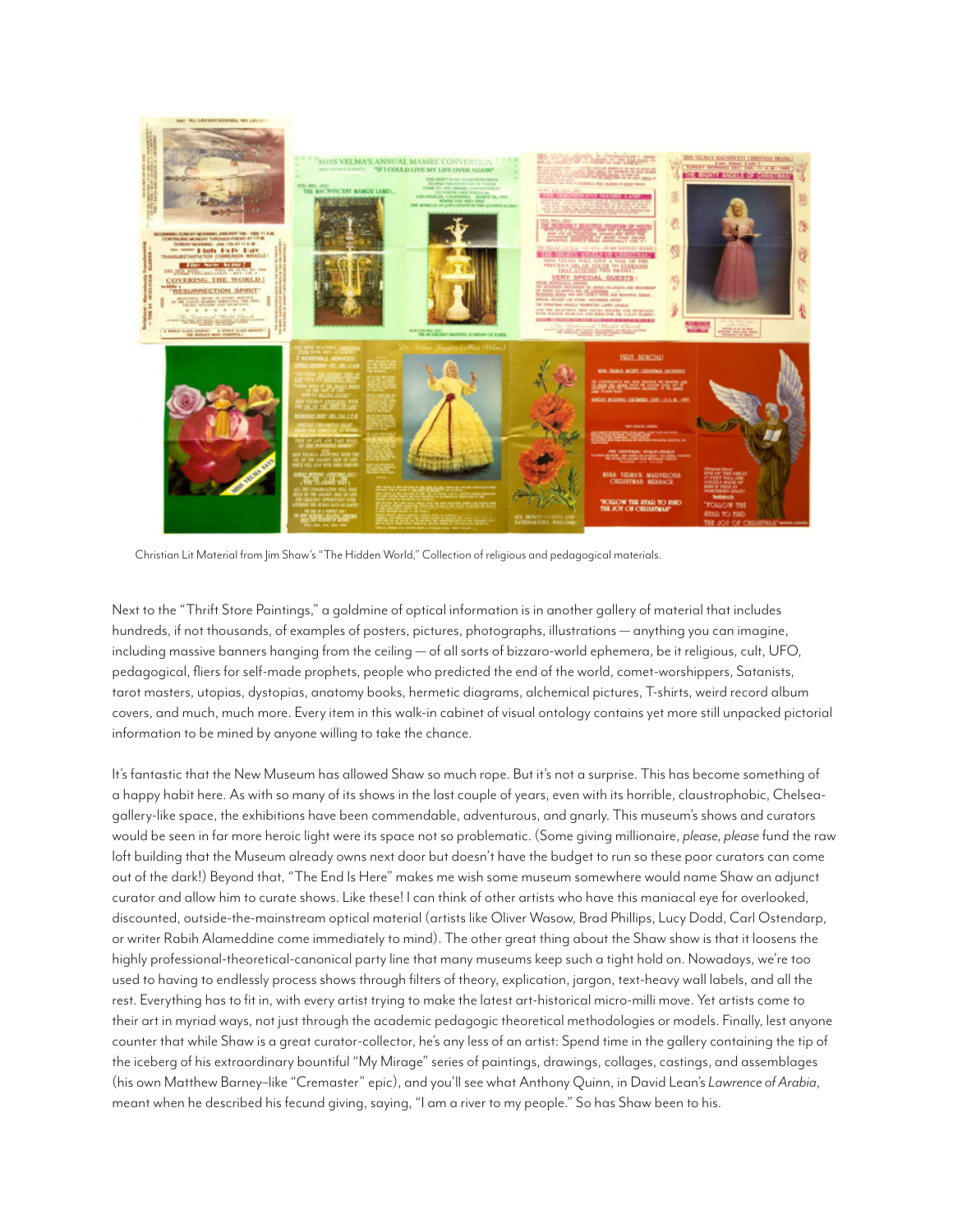Christian Lit Material from Jim Shaw's "The Hidden World," Collection of religious and pedagogical materials.

Next to the "Thrift Store Paintings," a goldmine of optical information is in another gallery of material that includes hundreds, if not thousands, of examples of posters, pictures, photographs, illustrations — anything you can imagine, including massive banners hanging from the ceiling — of all sorts of bizzaro-world ephemera, be it religious, cult, UFO, pedagogical, fliers for self-made prophets, people who predicted the end of the world, comet-worshippers, Satanists, tarot masters, utopias, dystopias, anatomy books, hermetic diagrams, alchemical pictures, T-shirts, weird record album covers, and much, much more. Every item in this walk-in cabinet of visual ontology contains yet more still unpacked pictorial information to be mined by anyone willing to take the chance.

It's fantastic that the New Museum has allowed Shaw so much rope. But it's not a surprise. This has become something of a happy habit here. As with so many of its shows in the last couple of years, even with its horrible, claustrophobic, Chelsea-gallery-like space, the exhibitions have been commendable, adventurous, and gnarly. This museum's shows and curators would be seen in far more heroic light were its space not so problematic. (Some giving millionaire, *please, please* fund the raw loft building that the Museum already owns next door but doesn't have the budget to run so these poor curators can come out of the dark!) Beyond that, "The End Is Here" makes me wish some museum somewhere would name Shaw an adjunct curator and allow him to curate shows. Like these! I can think of other artists who have this maniacal eye for overlooked, discounted, outside-the-mainstream optical material (artists like Oliver Wasow, Brad Phillips, Lucy Dodd, Carl Ostendarp, or writer Rabih Alameddine come immediately to mind). The other great thing about the Shaw show is that it loosens the highly professional-theoretical-canonical party line that many museums keep such a tight hold on. Nowadays, we're too used to having to endlessly process shows through filters of theory, explication, jargon, text-heavy wall labels, and all the rest. Everything has to fit in, with every artist trying to make the latest art-historical micro-milli move. Yet artists come to their art in myriad ways, not just through the academic pedagogic theoretical methodologies or models. Finally, lest anyone counter that while Shaw is a great curator-collector, he's any less of an artist: Spend time in the gallery containing the tip of the iceberg of his extraordinary bountiful "My Mirage" series of paintings, drawings, collages, castings, and assemblages (his own Matthew Barney–like "Cremaster" epic), and you'll see what Anthony Quinn, in David Lean's *Lawrence of Arabia*, meant when he described his fecund giving, saying, "I am a river to my people." So has Shaw been to his.